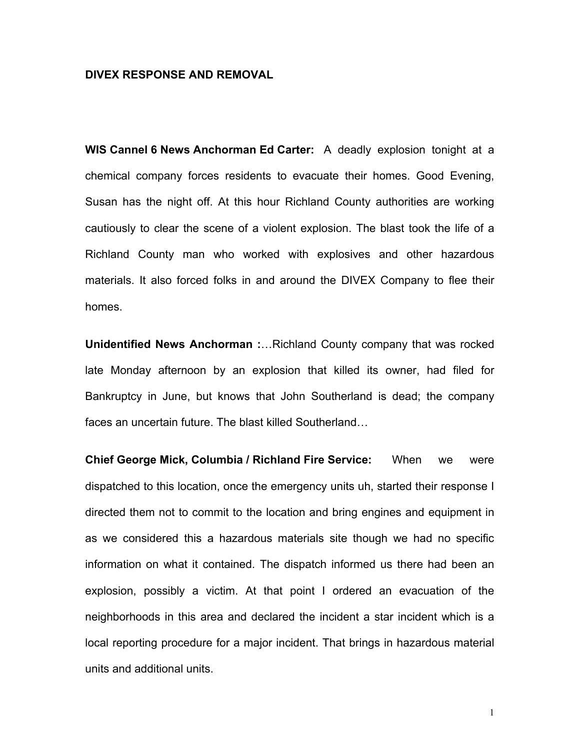**DIVEX RESPONSE AND REMOVAL**

**WIS Cannel 6 News Anchorman Ed Carter:** A deadly explosion tonight at a chemical company forces residents to evacuate their homes. Good Evening, Susan has the night off. At this hour Richland County authorities are working cautiously to clear the scene of a violent explosion. The blast took the life of a Richland County man who worked with explosives and other hazardous materials. It also forced folks in and around the DIVEX Company to flee their homes.

**Unidentified News Anchorman :**…Richland County company that was rocked late Monday afternoon by an explosion that killed its owner, had filed for Bankruptcy in June, but knows that John Southerland is dead; the company faces an uncertain future. The blast killed Southerland…

**Chief George Mick, Columbia / Richland Fire Service:** When we were dispatched to this location, once the emergency units uh, started their response I directed them not to commit to the location and bring engines and equipment in as we considered this a hazardous materials site though we had no specific information on what it contained. The dispatch informed us there had been an explosion, possibly a victim. At that point I ordered an evacuation of the neighborhoods in this area and declared the incident a star incident which is a local reporting procedure for a major incident. That brings in hazardous material units and additional units.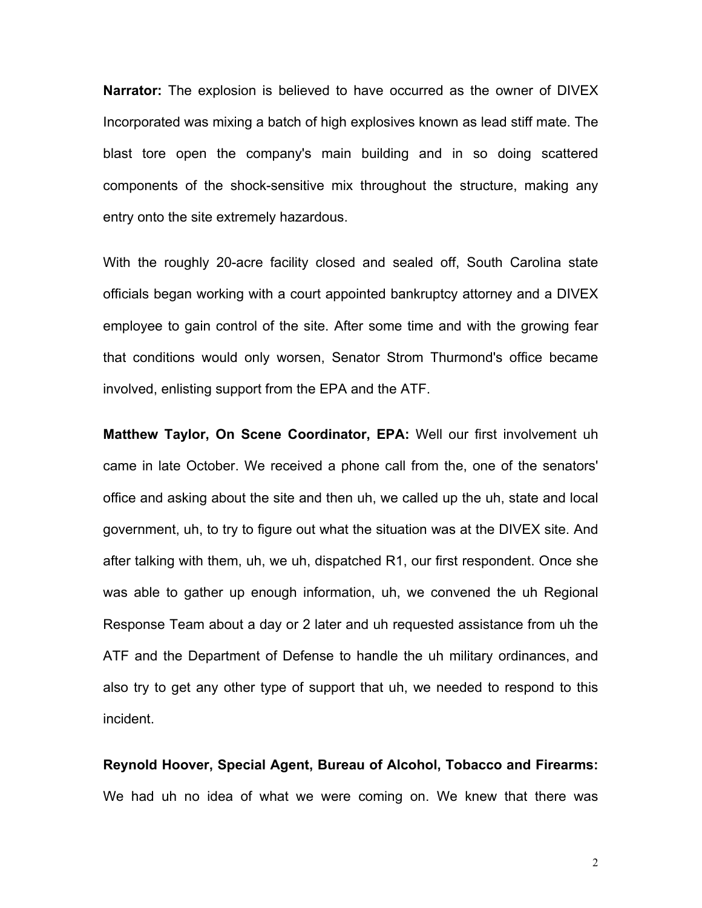**Narrator:** The explosion is believed to have occurred as the owner of DIVEX Incorporated was mixing a batch of high explosives known as lead stiff mate. The blast tore open the company's main building and in so doing scattered components of the shock-sensitive mix throughout the structure, making any entry onto the site extremely hazardous.

With the roughly 20-acre facility closed and sealed off, South Carolina state officials began working with a court appointed bankruptcy attorney and a DIVEX employee to gain control of the site. After some time and with the growing fear that conditions would only worsen, Senator Strom Thurmond's office became involved, enlisting support from the EPA and the ATF.

**Matthew Taylor, On Scene Coordinator, EPA:** Well our first involvement uh came in late October. We received a phone call from the, one of the senators' office and asking about the site and then uh, we called up the uh, state and local government, uh, to try to figure out what the situation was at the DIVEX site. And after talking with them, uh, we uh, dispatched R1, our first respondent. Once she was able to gather up enough information, uh, we convened the uh Regional Response Team about a day or 2 later and uh requested assistance from uh the ATF and the Department of Defense to handle the uh military ordinances, and also try to get any other type of support that uh, we needed to respond to this incident.

**Reynold Hoover, Special Agent, Bureau of Alcohol, Tobacco and Firearms:** We had uh no idea of what we were coming on. We knew that there was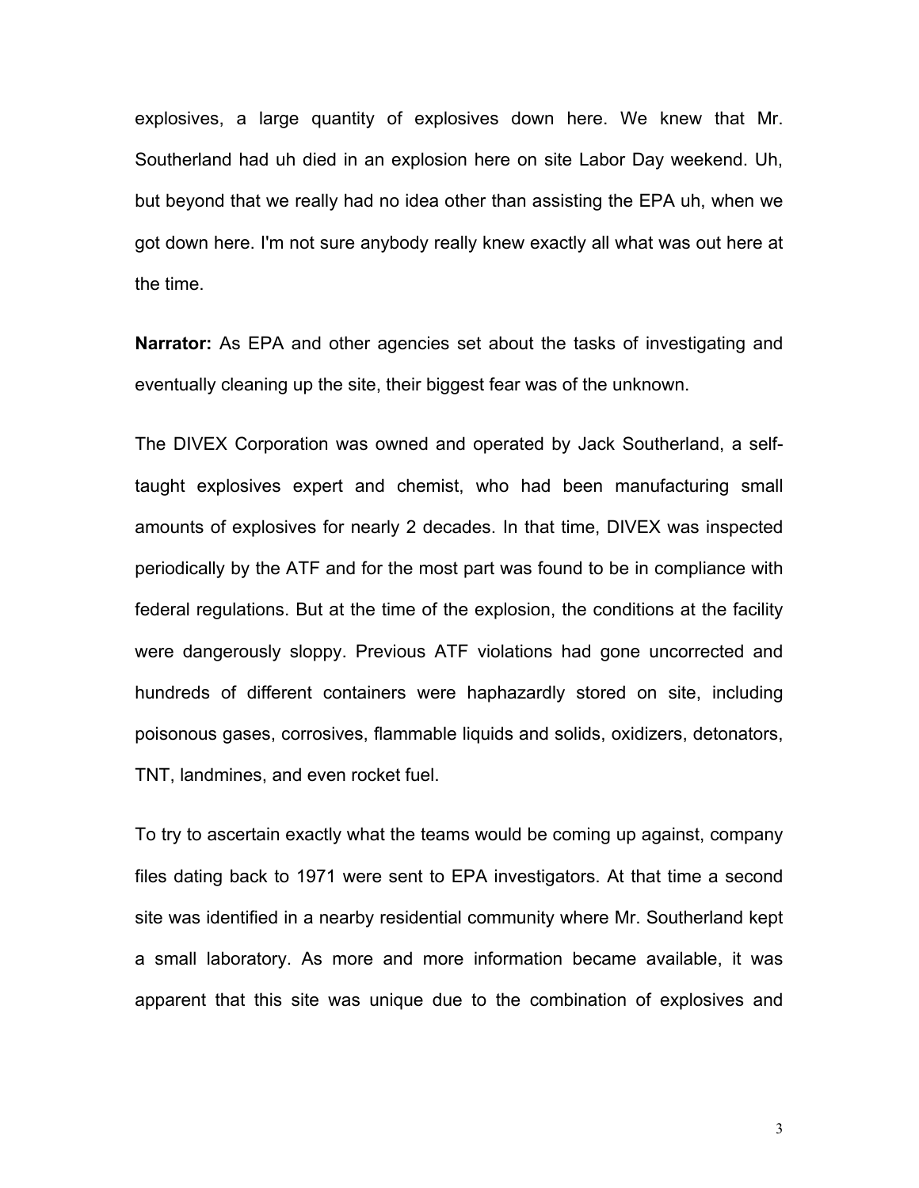explosives, a large quantity of explosives down here. We knew that Mr. Southerland had uh died in an explosion here on site Labor Day weekend. Uh, but beyond that we really had no idea other than assisting the EPA uh, when we got down here. I'm not sure anybody really knew exactly all what was out here at the time.

**Narrator:** As EPA and other agencies set about the tasks of investigating and eventually cleaning up the site, their biggest fear was of the unknown.

The DIVEX Corporation was owned and operated by Jack Southerland, a self-taught explosives expert and chemist, who had been manufacturing small amounts of explosives for nearly 2 decades. In that time, DIVEX was inspected periodically by the ATF and for the most part was found to be in compliance with federal regulations. But at the time of the explosion, the conditions at the facility were dangerously sloppy. Previous ATF violations had gone uncorrected and hundreds of different containers were haphazardly stored on site, including poisonous gases, corrosives, flammable liquids and solids, oxidizers, detonators, TNT, landmines, and even rocket fuel.

To try to ascertain exactly what the teams would be coming up against, company files dating back to 1971 were sent to EPA investigators. At that time a second site was identified in a nearby residential community where Mr. Southerland kept a small laboratory. As more and more information became available, it was apparent that this site was unique due to the combination of explosives and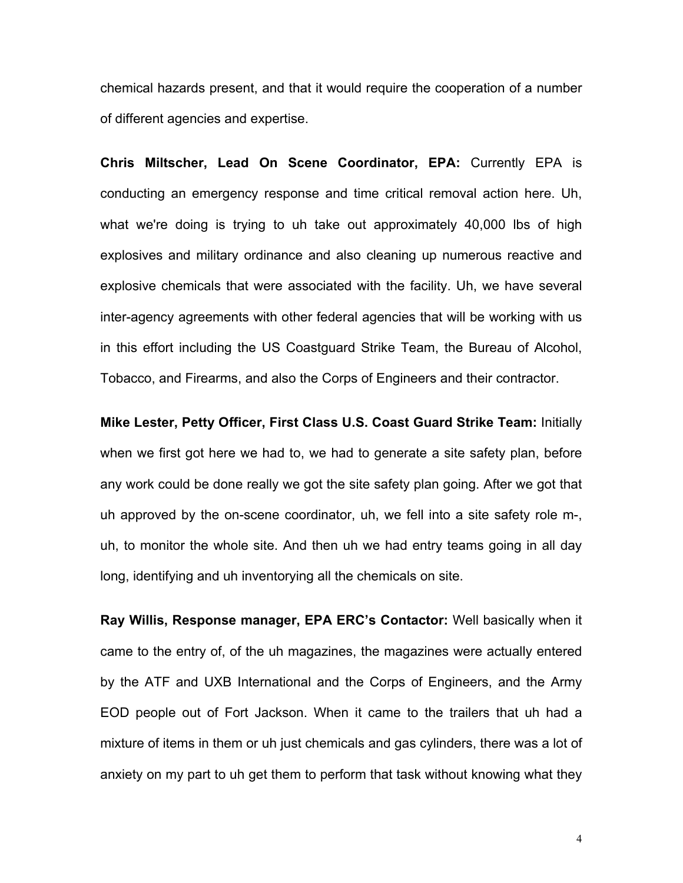chemical hazards present, and that it would require the cooperation of a number of different agencies and expertise.

**Chris Miltscher, Lead On Scene Coordinator, EPA:** Currently EPA is conducting an emergency response and time critical removal action here. Uh, what we're doing is trying to uh take out approximately 40,000 lbs of high explosives and military ordinance and also cleaning up numerous reactive and explosive chemicals that were associated with the facility. Uh, we have several inter-agency agreements with other federal agencies that will be working with us in this effort including the US Coastguard Strike Team, the Bureau of Alcohol, Tobacco, and Firearms, and also the Corps of Engineers and their contractor.

**Mike Lester, Petty Officer, First Class U.S. Coast Guard Strike Team:** Initially when we first got here we had to, we had to generate a site safety plan, before any work could be done really we got the site safety plan going. After we got that uh approved by the on-scene coordinator, uh, we fell into a site safety role m-, uh, to monitor the whole site. And then uh we had entry teams going in all day long, identifying and uh inventorying all the chemicals on site.

**Ray Willis, Response manager, EPA ERC's Contactor:** Well basically when it came to the entry of, of the uh magazines, the magazines were actually entered by the ATF and UXB International and the Corps of Engineers, and the Army EOD people out of Fort Jackson. When it came to the trailers that uh had a mixture of items in them or uh just chemicals and gas cylinders, there was a lot of anxiety on my part to uh get them to perform that task without knowing what they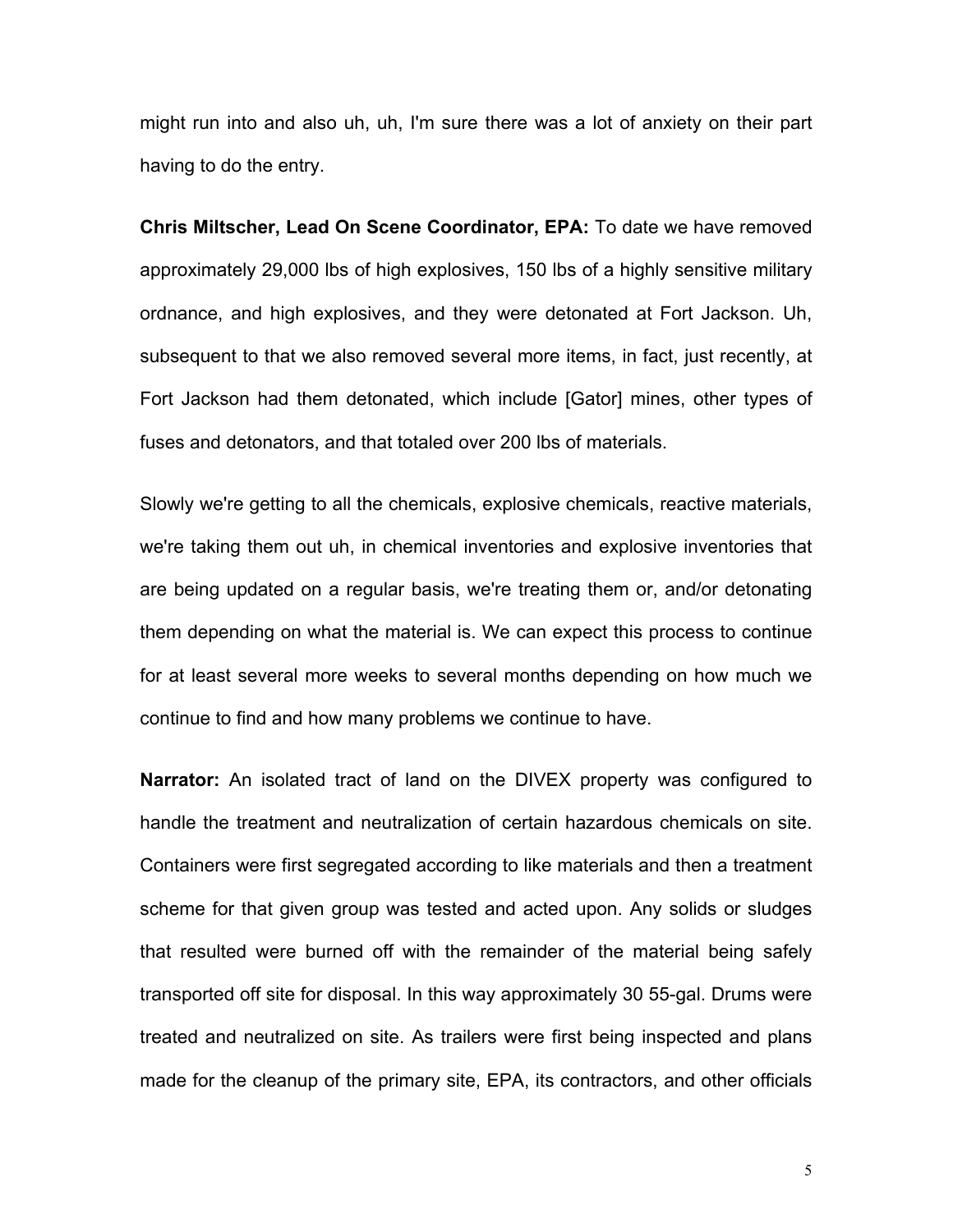might run into and also uh, uh, I'm sure there was a lot of anxiety on their part having to do the entry.

**Chris Miltscher, Lead On Scene Coordinator, EPA:** To date we have removed approximately 29,000 lbs of high explosives, 150 lbs of a highly sensitive military ordnance, and high explosives, and they were detonated at Fort Jackson. Uh, subsequent to that we also removed several more items, in fact, just recently, at Fort Jackson had them detonated, which include [Gator] mines, other types of fuses and detonators, and that totaled over 200 lbs of materials.

Slowly we're getting to all the chemicals, explosive chemicals, reactive materials, we're taking them out uh, in chemical inventories and explosive inventories that are being updated on a regular basis, we're treating them or, and/or detonating them depending on what the material is. We can expect this process to continue for at least several more weeks to several months depending on how much we continue to find and how many problems we continue to have.

**Narrator:** An isolated tract of land on the DIVEX property was configured to handle the treatment and neutralization of certain hazardous chemicals on site. Containers were first segregated according to like materials and then a treatment scheme for that given group was tested and acted upon. Any solids or sludges that resulted were burned off with the remainder of the material being safely transported off site for disposal. In this way approximately 30 55-gal. Drums were treated and neutralized on site. As trailers were first being inspected and plans made for the cleanup of the primary site, EPA, its contractors, and other officials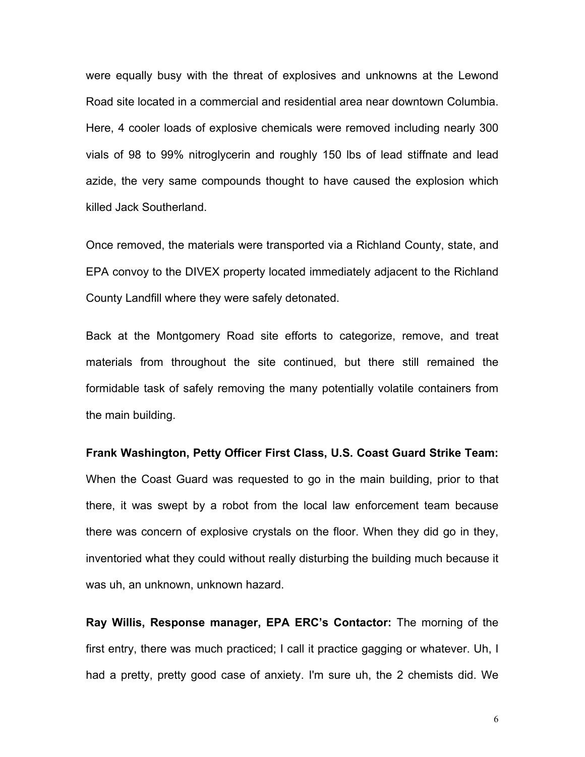were equally busy with the threat of explosives and unknowns at the Lewond Road site located in a commercial and residential area near downtown Columbia. Here, 4 cooler loads of explosive chemicals were removed including nearly 300 vials of 98 to 99% nitroglycerin and roughly 150 lbs of lead stiffnate and lead azide, the very same compounds thought to have caused the explosion which killed Jack Southerland.

Once removed, the materials were transported via a Richland County, state, and EPA convoy to the DIVEX property located immediately adjacent to the Richland County Landfill where they were safely detonated.

Back at the Montgomery Road site efforts to categorize, remove, and treat materials from throughout the site continued, but there still remained the formidable task of safely removing the many potentially volatile containers from the main building.

**Frank Washington, Petty Officer First Class, U.S. Coast Guard Strike Team:** When the Coast Guard was requested to go in the main building, prior to that there, it was swept by a robot from the local law enforcement team because there was concern of explosive crystals on the floor. When they did go in they, inventoried what they could without really disturbing the building much because it was uh, an unknown, unknown hazard.

**Ray Willis, Response manager, EPA ERC's Contactor:** The morning of the first entry, there was much practiced; I call it practice gagging or whatever. Uh, I had a pretty, pretty good case of anxiety. I'm sure uh, the 2 chemists did. We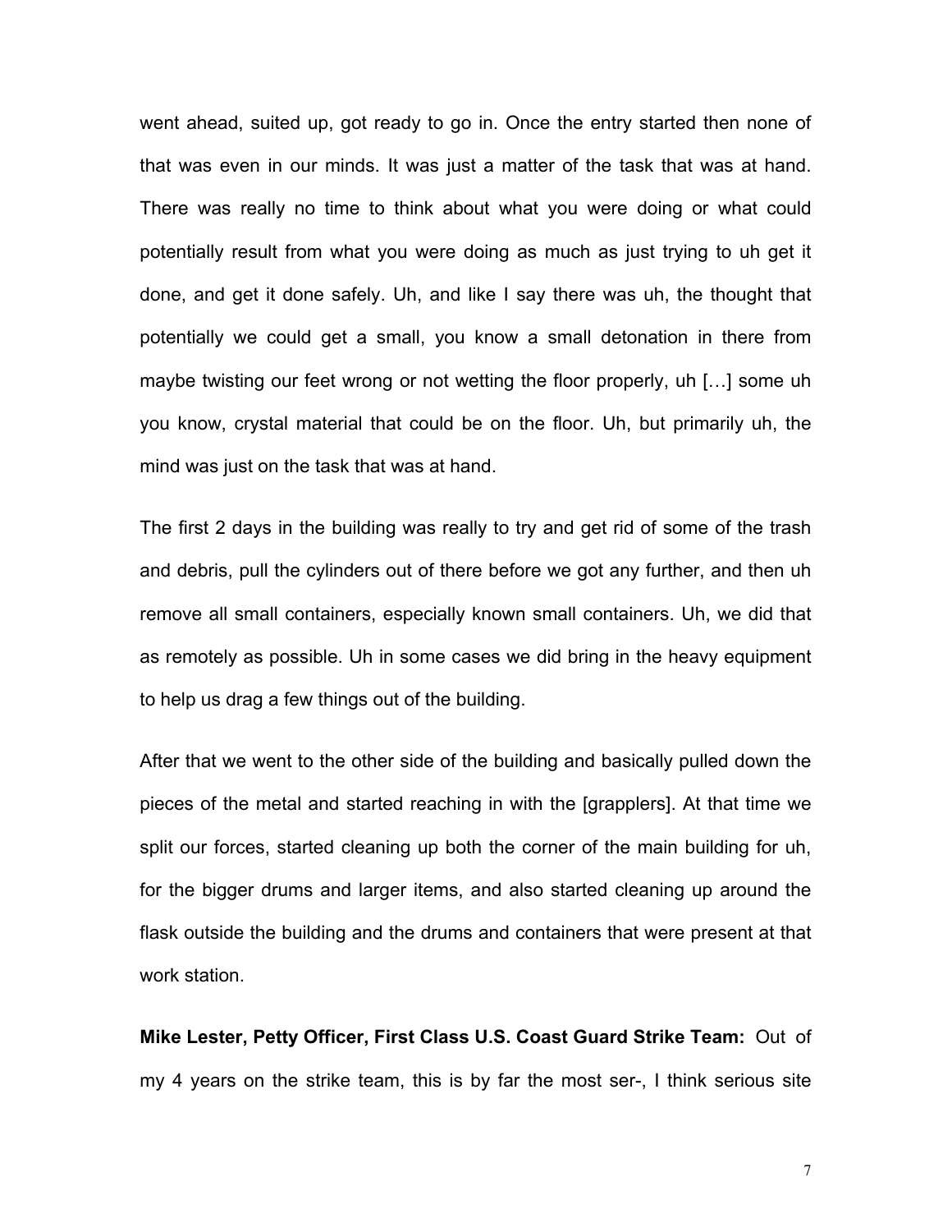went ahead, suited up, got ready to go in. Once the entry started then none of that was even in our minds. It was just a matter of the task that was at hand. There was really no time to think about what you were doing or what could potentially result from what you were doing as much as just trying to uh get it done, and get it done safely. Uh, and like I say there was uh, the thought that potentially we could get a small, you know a small detonation in there from maybe twisting our feet wrong or not wetting the floor properly, uh […] some uh you know, crystal material that could be on the floor. Uh, but primarily uh, the mind was just on the task that was at hand.

The first 2 days in the building was really to try and get rid of some of the trash and debris, pull the cylinders out of there before we got any further, and then uh remove all small containers, especially known small containers. Uh, we did that as remotely as possible. Uh in some cases we did bring in the heavy equipment to help us drag a few things out of the building.

After that we went to the other side of the building and basically pulled down the pieces of the metal and started reaching in with the [grapplers]. At that time we split our forces, started cleaning up both the corner of the main building for uh, for the bigger drums and larger items, and also started cleaning up around the flask outside the building and the drums and containers that were present at that work station.

**Mike Lester, Petty Officer, First Class U.S. Coast Guard Strike Team:** Out of my 4 years on the strike team, this is by far the most ser-, I think serious site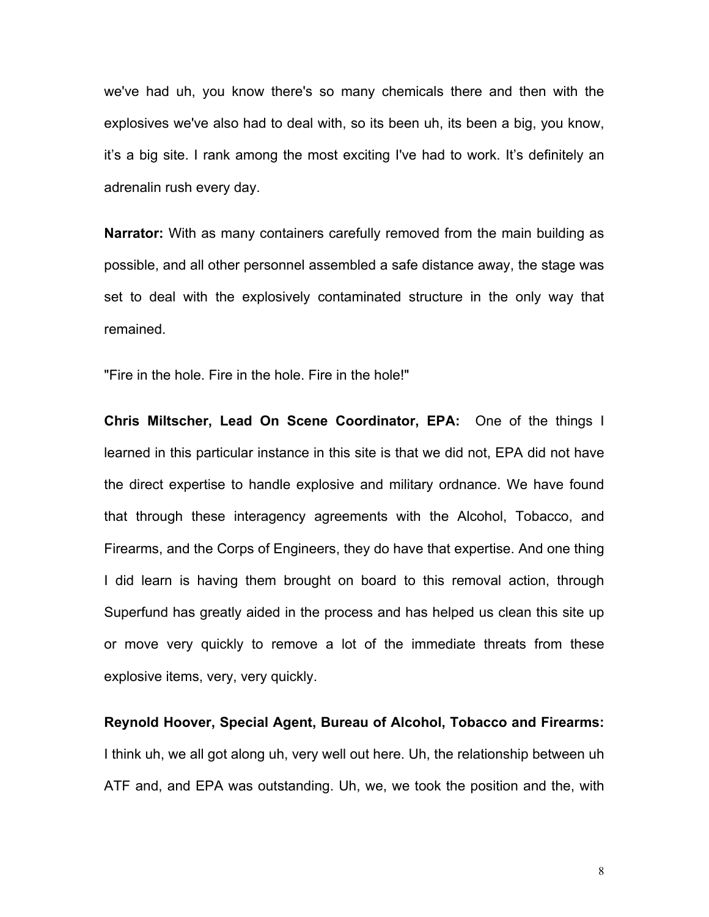we've had uh, you know there's so many chemicals there and then with the explosives we've also had to deal with, so its been uh, its been a big, you know, it's a big site. I rank among the most exciting I've had to work. It's definitely an adrenalin rush every day.

**Narrator:** With as many containers carefully removed from the main building as possible, and all other personnel assembled a safe distance away, the stage was set to deal with the explosively contaminated structure in the only way that remained.

"Fire in the hole. Fire in the hole. Fire in the hole!"

**Chris Miltscher, Lead On Scene Coordinator, EPA:** One of the things I learned in this particular instance in this site is that we did not, EPA did not have the direct expertise to handle explosive and military ordnance. We have found that through these interagency agreements with the Alcohol, Tobacco, and Firearms, and the Corps of Engineers, they do have that expertise. And one thing I did learn is having them brought on board to this removal action, through Superfund has greatly aided in the process and has helped us clean this site up or move very quickly to remove a lot of the immediate threats from these explosive items, very, very quickly.

**Reynold Hoover, Special Agent, Bureau of Alcohol, Tobacco and Firearms:** I think uh, we all got along uh, very well out here. Uh, the relationship between uh ATF and, and EPA was outstanding. Uh, we, we took the position and the, with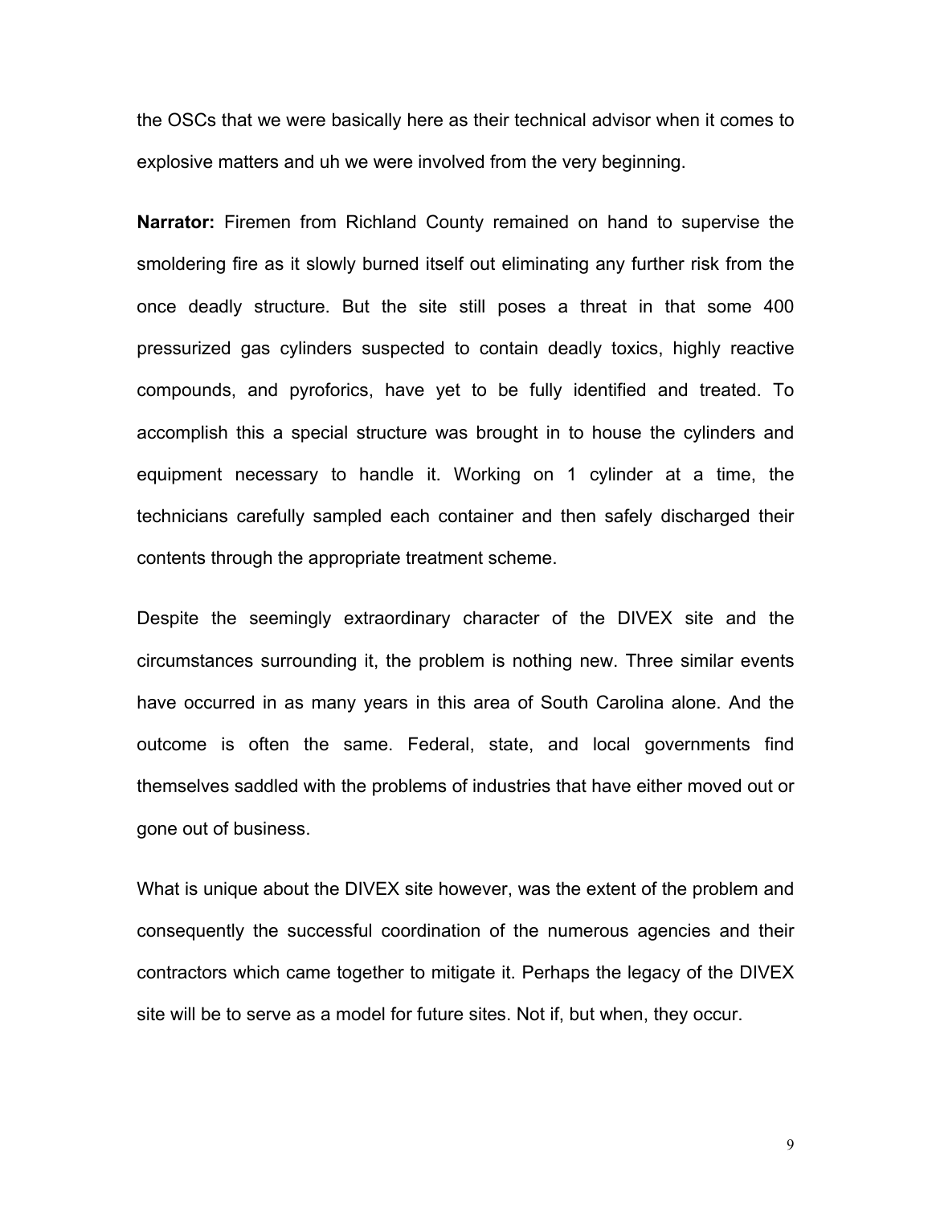the OSCs that we were basically here as their technical advisor when it comes to explosive matters and uh we were involved from the very beginning.

**Narrator:** Firemen from Richland County remained on hand to supervise the smoldering fire as it slowly burned itself out eliminating any further risk from the once deadly structure. But the site still poses a threat in that some 400 pressurized gas cylinders suspected to contain deadly toxics, highly reactive compounds, and pyroforics, have yet to be fully identified and treated. To accomplish this a special structure was brought in to house the cylinders and equipment necessary to handle it. Working on 1 cylinder at a time, the technicians carefully sampled each container and then safely discharged their contents through the appropriate treatment scheme.

Despite the seemingly extraordinary character of the DIVEX site and the circumstances surrounding it, the problem is nothing new. Three similar events have occurred in as many years in this area of South Carolina alone. And the outcome is often the same. Federal, state, and local governments find themselves saddled with the problems of industries that have either moved out or gone out of business.

What is unique about the DIVEX site however, was the extent of the problem and consequently the successful coordination of the numerous agencies and their contractors which came together to mitigate it. Perhaps the legacy of the DIVEX site will be to serve as a model for future sites. Not if, but when, they occur.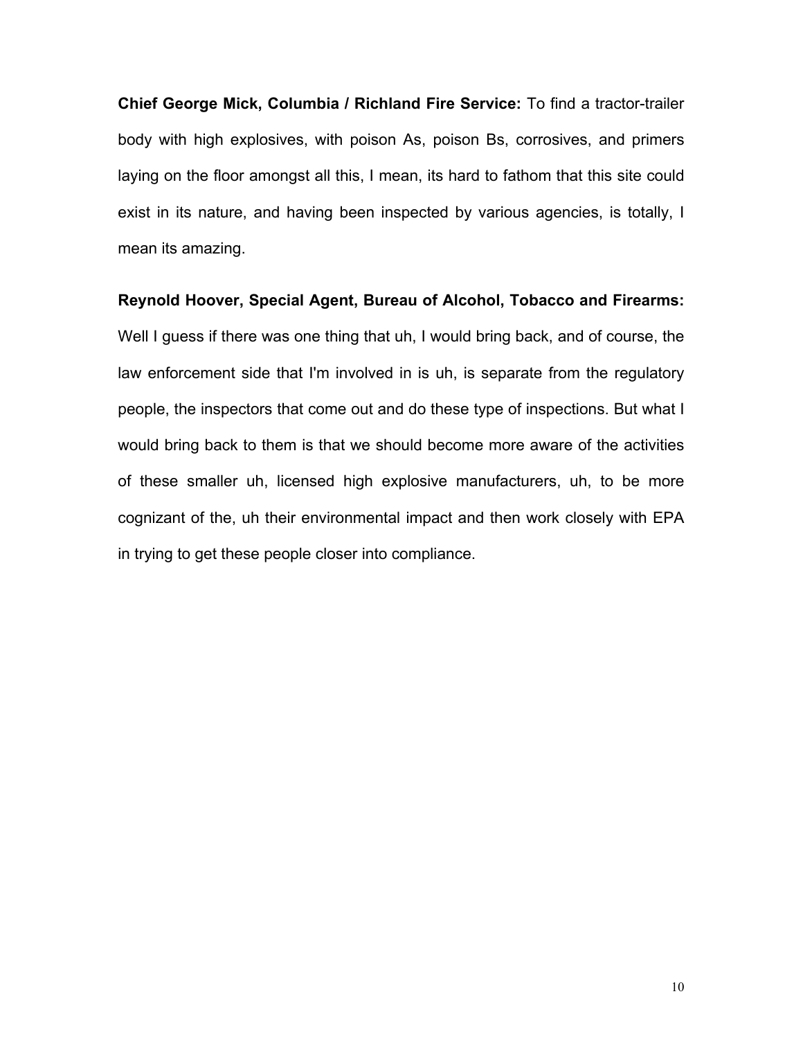**Chief George Mick, Columbia / Richland Fire Service:** To find a tractor-trailer body with high explosives, with poison As, poison Bs, corrosives, and primers laying on the floor amongst all this, I mean, its hard to fathom that this site could exist in its nature, and having been inspected by various agencies, is totally, I mean its amazing.

**Reynold Hoover, Special Agent, Bureau of Alcohol, Tobacco and Firearms:** Well I guess if there was one thing that uh, I would bring back, and of course, the law enforcement side that I'm involved in is uh, is separate from the regulatory people, the inspectors that come out and do these type of inspections. But what I would bring back to them is that we should become more aware of the activities of these smaller uh, licensed high explosive manufacturers, uh, to be more cognizant of the, uh their environmental impact and then work closely with EPA in trying to get these people closer into compliance.